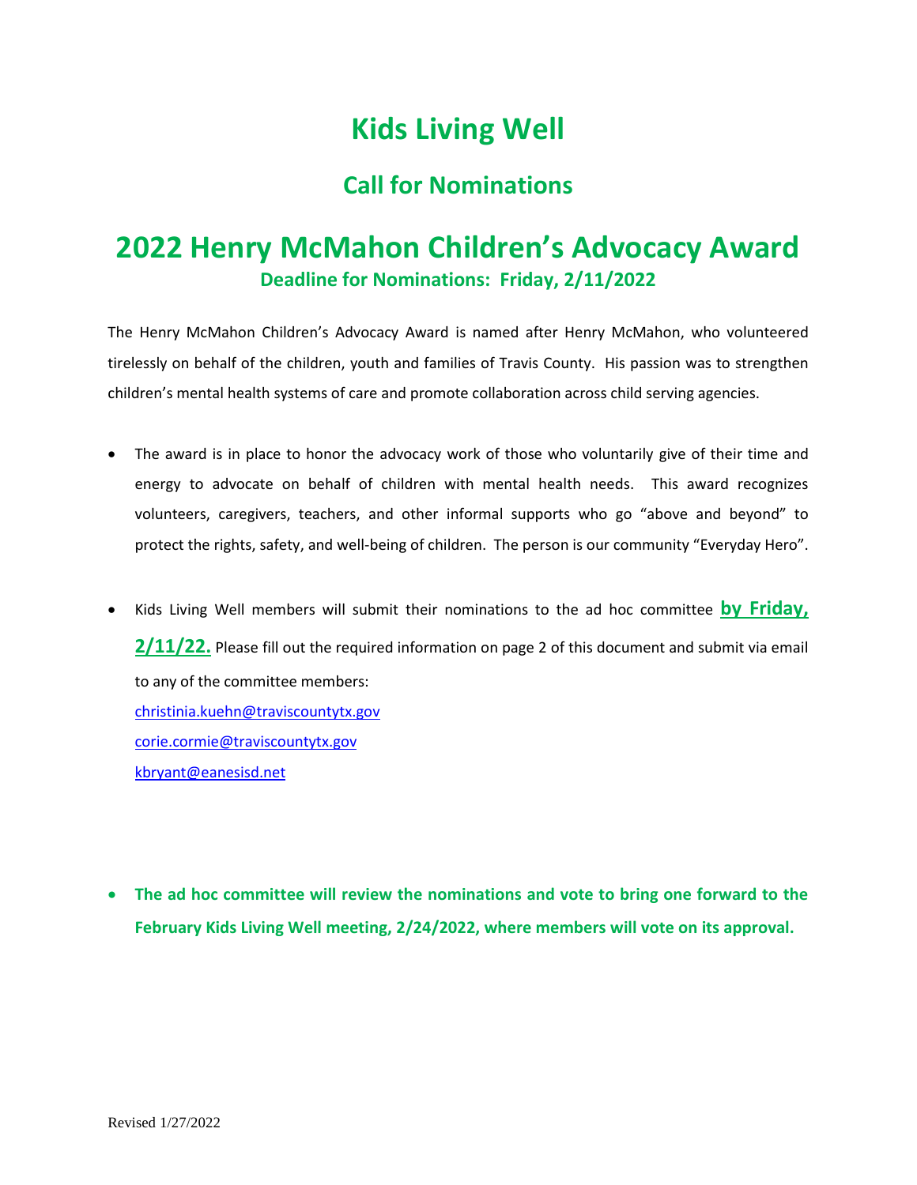# Kids Living Well

## Call for Nominations

# 2022 Henry McMahon Children's Advocacy Award

**Deadline for Nominations: Friday, 2/11/2022**

The Henry McMahon Children's Advocacy Award is named after Henry McMahon, who volunteered tirelessly on behalf of the children, youth and families of Travis County. His passion was to strengthen children's mental health systems of care and promote collaboration across child serving agencies.

- The award is in place to honor the advocacy work of those who voluntarily give of their time and energy to advocate on behalf of children with mental health needs. This award recognizes volunteers, caregivers, teachers, and other informal supports who go "above and beyond" to protect the rights, safety, and well-being of children. The person is our community "Everyday Hero".

- Kids Living Well members will submit their nominations to the ad hoc committee **by Friday, 2/11/22.** Please fill out the required information on page 2 of this document and submit via email to any of the committee members:
  christinia.kuehn@traviscountytx.gov
  corie.cormie@traviscountytx.gov
  kbryant@eanesisd.net

- **The ad hoc committee will review the nominations and vote to bring one forward to the February Kids Living Well meeting, 2/24/2022, where members will vote on its approval.**

Revised 1/27/2022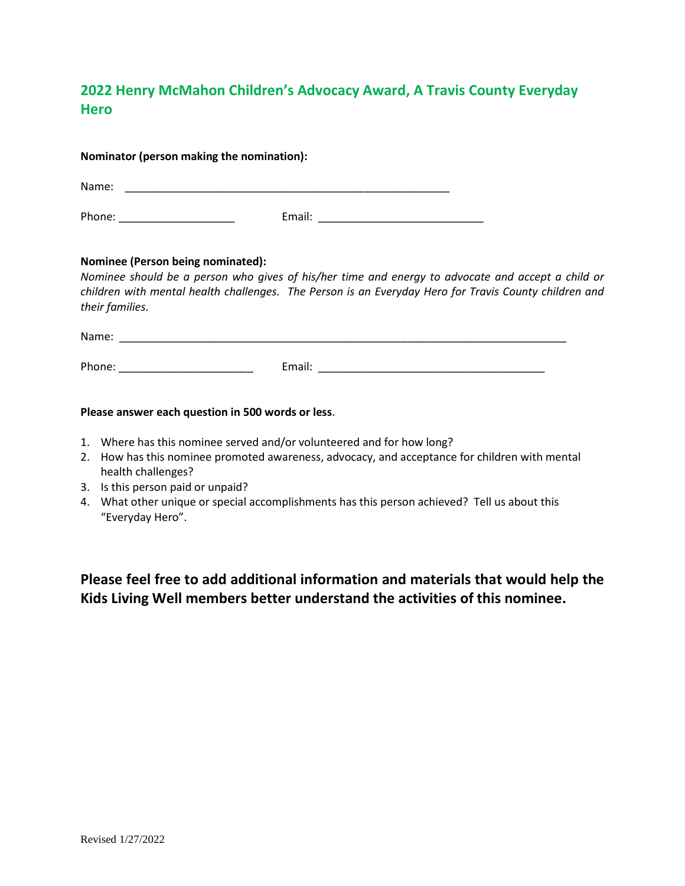## 2022 Henry McMahon Children's Advocacy Award, A Travis County Everyday Hero

**Nominator (person making the nomination):**

Name: ______________________________________________________

Phone: ___________________     Email: ___________________________

**Nominee (Person being nominated):**

*Nominee should be a person who gives of his/her time and energy to advocate and accept a child or children with mental health challenges. The Person is an Everyday Hero for Travis County children and their families.*

Name: ___________________________________________________________________________

Phone: ______________________     Email: _____________________________________

**Please answer each question in 500 words or less**.

1. Where has this nominee served and/or volunteered and for how long?
2. How has this nominee promoted awareness, advocacy, and acceptance for children with mental health challenges?
3. Is this person paid or unpaid?
4. What other unique or special accomplishments has this person achieved? Tell us about this "Everyday Hero".

**Please feel free to add additional information and materials that would help the Kids Living Well members better understand the activities of this nominee.**

Revised 1/27/2022